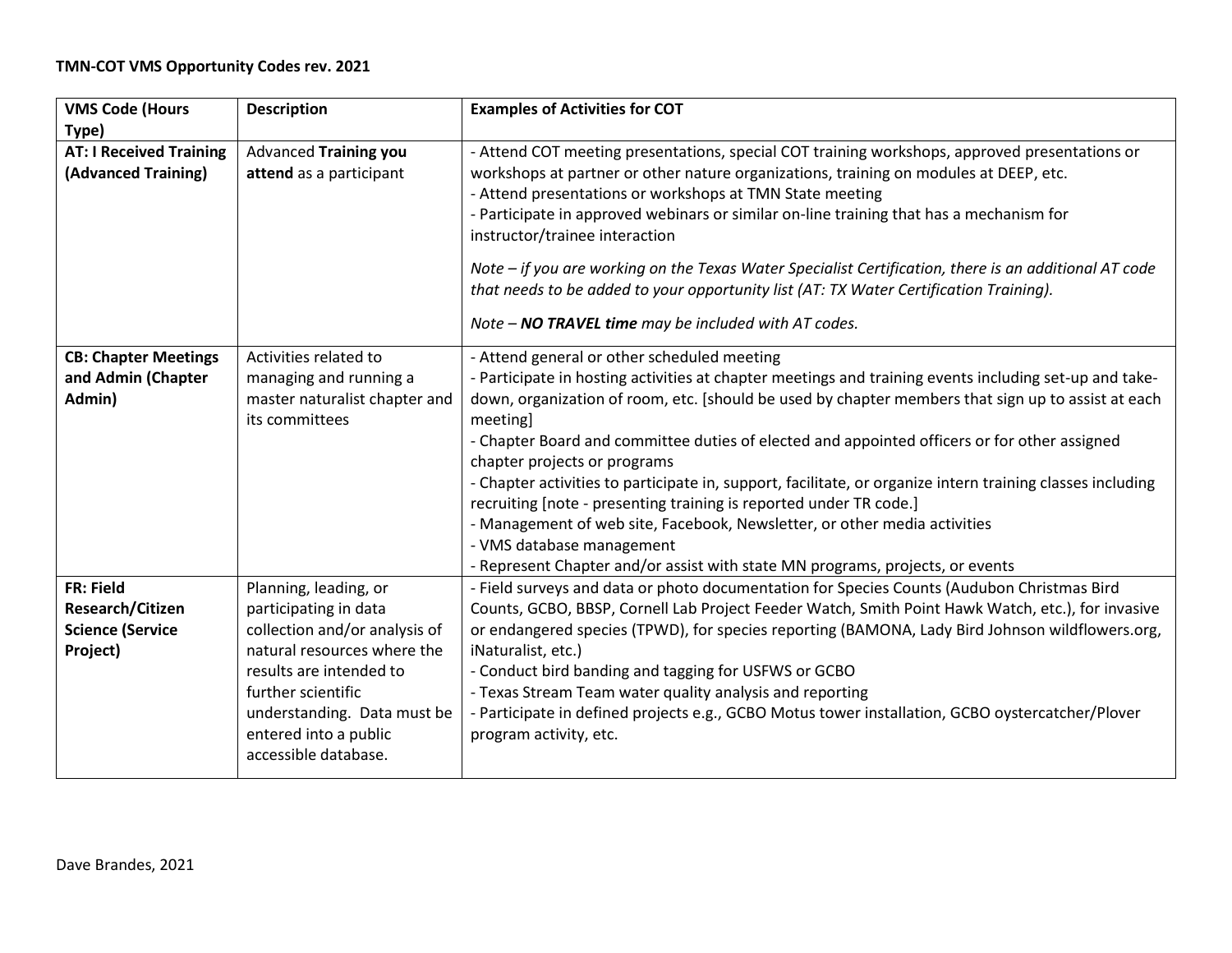**TMN-COT VMS Opportunity Codes rev. 2021**

| VMS Code (Hours Type) | Description | Examples of Activities for COT |
| --- | --- | --- |
| **AT: I Received Training (Advanced Training)** | Advanced **Training you attend** as a participant | - Attend COT meeting presentations, special COT training workshops, approved presentations or workshops at partner or other nature organizations, training on modules at DEEP, etc.<br>- Attend presentations or workshops at TMN State meeting<br>- Participate in approved webinars or similar on-line training that has a mechanism for instructor/trainee interaction<br><br>*Note – if you are working on the Texas Water Specialist Certification, there is an additional AT code that needs to be added to your opportunity list (AT: TX Water Certification Training).*<br><br>*Note – **NO TRAVEL time** may be included with AT codes.* |
| **CB: Chapter Meetings and Admin (Chapter Admin)** | Activities related to managing and running a master naturalist chapter and its committees | - Attend general or other scheduled meeting<br>- Participate in hosting activities at chapter meetings and training events including set-up and take-down, organization of room, etc. [should be used by chapter members that sign up to assist at each meeting]<br>- Chapter Board and committee duties of elected and appointed officers or for other assigned chapter projects or programs<br>- Chapter activities to participate in, support, facilitate, or organize intern training classes including recruiting [note - presenting training is reported under TR code.]<br>- Management of web site, Facebook, Newsletter, or other media activities<br>- VMS database management<br>- Represent Chapter and/or assist with state MN programs, projects, or events |
| **FR: Field Research/Citizen Science (Service Project)** | Planning, leading, or participating in data collection and/or analysis of natural resources where the results are intended to further scientific understanding. Data must be entered into a public accessible database. | - Field surveys and data or photo documentation for Species Counts (Audubon Christmas Bird Counts, GCBO, BBSP, Cornell Lab Project Feeder Watch, Smith Point Hawk Watch, etc.), for invasive or endangered species (TPWD), for species reporting (BAMONA, Lady Bird Johnson wildflowers.org, iNaturalist, etc.)<br>- Conduct bird banding and tagging for USFWS or GCBO<br>- Texas Stream Team water quality analysis and reporting<br>- Participate in defined projects e.g., GCBO Motus tower installation, GCBO oystercatcher/Plover program activity, etc. |

Dave Brandes, 2021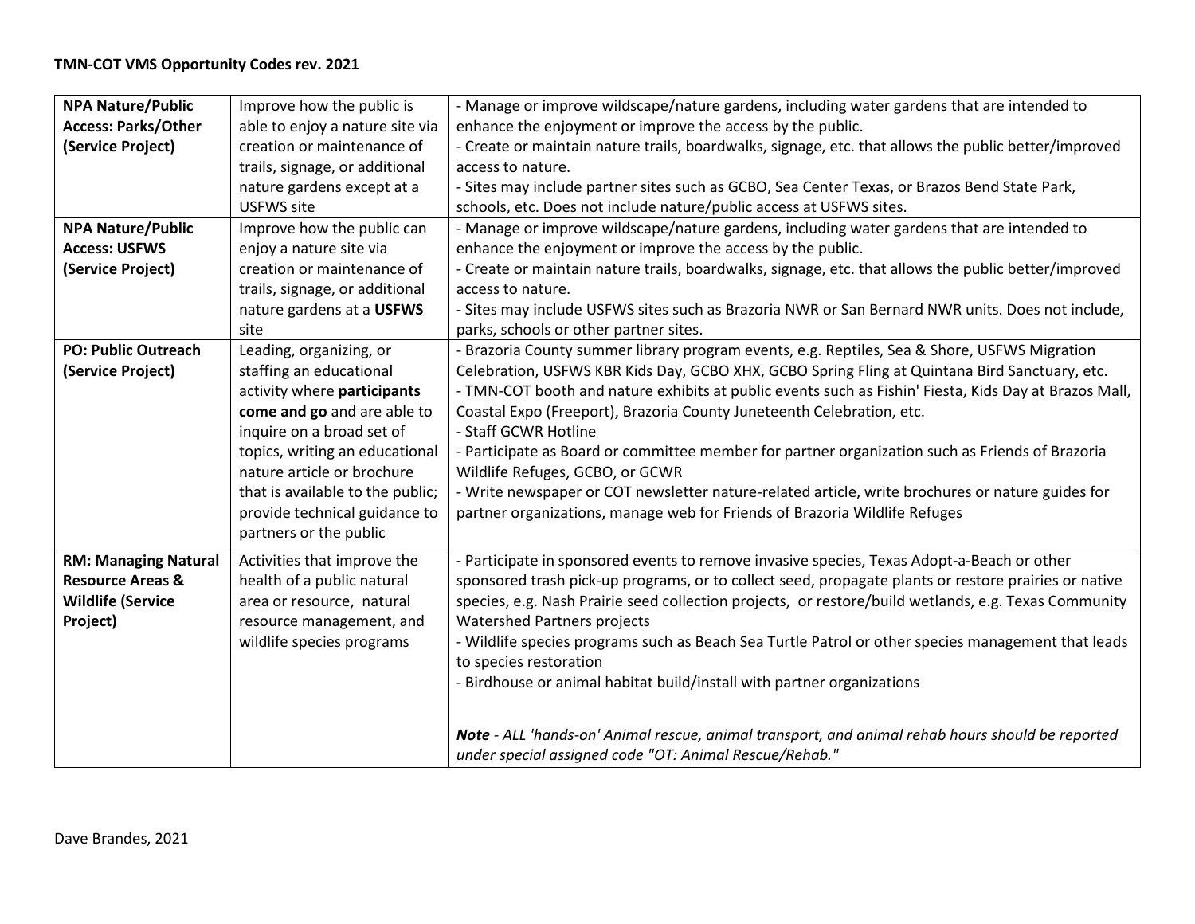**TMN-COT VMS Opportunity Codes rev. 2021**

| | | |
|---|---|---|
| **NPA Nature/Public Access: Parks/Other (Service Project)** | Improve how the public is able to enjoy a nature site via creation or maintenance of trails, signage, or additional nature gardens except at a USFWS site | - Manage or improve wildscape/nature gardens, including water gardens that are intended to enhance the enjoyment or improve the access by the public.<br>- Create or maintain nature trails, boardwalks, signage, etc. that allows the public better/improved access to nature.<br>- Sites may include partner sites such as GCBO, Sea Center Texas, or Brazos Bend State Park, schools, etc. Does not include nature/public access at USFWS sites. |
| **NPA Nature/Public Access: USFWS (Service Project)** | Improve how the public can enjoy a nature site via creation or maintenance of trails, signage, or additional nature gardens at a **USFWS** site | - Manage or improve wildscape/nature gardens, including water gardens that are intended to enhance the enjoyment or improve the access by the public.<br>- Create or maintain nature trails, boardwalks, signage, etc. that allows the public better/improved access to nature.<br>- Sites may include USFWS sites such as Brazoria NWR or San Bernard NWR units. Does not include, parks, schools or other partner sites. |
| **PO: Public Outreach (Service Project)** | Leading, organizing, or staffing an educational activity where **participants come and go** and are able to inquire on a broad set of topics, writing an educational nature article or brochure that is available to the public; provide technical guidance to partners or the public | - Brazoria County summer library program events, e.g. Reptiles, Sea & Shore, USFWS Migration Celebration, USFWS KBR Kids Day, GCBO XHX, GCBO Spring Fling at Quintana Bird Sanctuary, etc.<br>- TMN-COT booth and nature exhibits at public events such as Fishin' Fiesta, Kids Day at Brazos Mall, Coastal Expo (Freeport), Brazoria County Juneteenth Celebration, etc.<br>- Staff GCWR Hotline<br>- Participate as Board or committee member for partner organization such as Friends of Brazoria Wildlife Refuges, GCBO, or GCWR<br>- Write newspaper or COT newsletter nature-related article, write brochures or nature guides for partner organizations, manage web for Friends of Brazoria Wildlife Refuges |
| **RM: Managing Natural Resource Areas & Wildlife (Service Project)** | Activities that improve the health of a public natural area or resource, natural resource management, and wildlife species programs | - Participate in sponsored events to remove invasive species, Texas Adopt-a-Beach or other sponsored trash pick-up programs, or to collect seed, propagate plants or restore prairies or native species, e.g. Nash Prairie seed collection projects, or restore/build wetlands, e.g. Texas Community Watershed Partners projects<br>- Wildlife species programs such as Beach Sea Turtle Patrol or other species management that leads to species restoration<br>- Birdhouse or animal habitat build/install with partner organizations<br><br>***Note** - ALL 'hands-on' Animal rescue, animal transport, and animal rehab hours should be reported under special assigned code "OT: Animal Rescue/Rehab."* |

Dave Brandes, 2021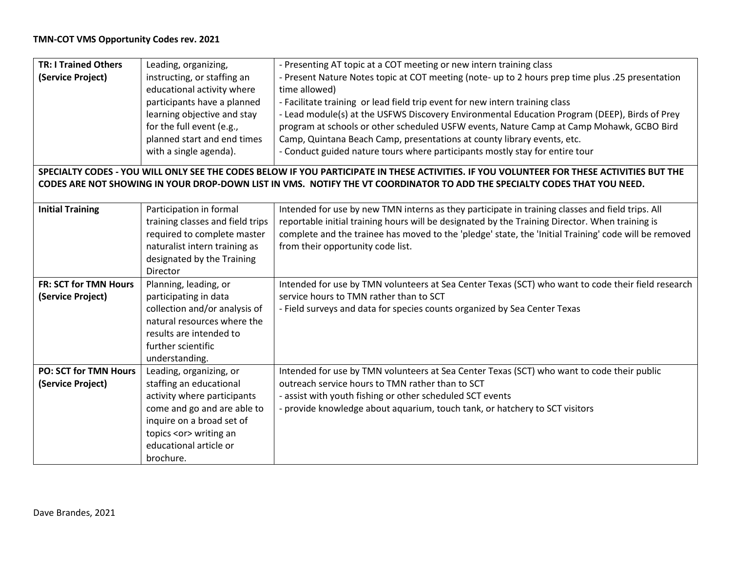**TMN-COT VMS Opportunity Codes rev. 2021**

| | | |
|---|---|---|
| **TR: I Trained Others (Service Project)** | Leading, organizing, instructing, or staffing an educational activity where participants have a planned learning objective and stay for the full event (e.g., planned start and end times with a single agenda). | - Presenting AT topic at a COT meeting or new intern training class<br>- Present Nature Notes topic at COT meeting (note- up to 2 hours prep time plus .25 presentation time allowed)<br>- Facilitate training or lead field trip event for new intern training class<br>- Lead module(s) at the USFWS Discovery Environmental Education Program (DEEP), Birds of Prey program at schools or other scheduled USFW events, Nature Camp at Camp Mohawk, GCBO Bird Camp, Quintana Beach Camp, presentations at county library events, etc.<br>- Conduct guided nature tours where participants mostly stay for entire tour |
| **SPECIALTY CODES - YOU WILL ONLY SEE THE CODES BELOW IF YOU PARTICIPATE IN THESE ACTIVITIES. IF YOU VOLUNTEER FOR THESE ACTIVITIES BUT THE CODES ARE NOT SHOWING IN YOUR DROP-DOWN LIST IN VMS. NOTIFY THE VT COORDINATOR TO ADD THE SPECIALTY CODES THAT YOU NEED.** | | |
| **Initial Training** | Participation in formal training classes and field trips required to complete master naturalist intern training as designated by the Training Director | Intended for use by new TMN interns as they participate in training classes and field trips. All reportable initial training hours will be designated by the Training Director. When training is complete and the trainee has moved to the 'pledge' state, the 'Initial Training' code will be removed from their opportunity code list. |
| **FR: SCT for TMN Hours (Service Project)** | Planning, leading, or participating in data collection and/or analysis of natural resources where the results are intended to further scientific understanding. | Intended for use by TMN volunteers at Sea Center Texas (SCT) who want to code their field research service hours to TMN rather than to SCT<br>- Field surveys and data for species counts organized by Sea Center Texas |
| **PO: SCT for TMN Hours (Service Project)** | Leading, organizing, or staffing an educational activity where participants come and go and are able to inquire on a broad set of topics <or> writing an educational article or brochure. | Intended for use by TMN volunteers at Sea Center Texas (SCT) who want to code their public outreach service hours to TMN rather than to SCT<br>- assist with youth fishing or other scheduled SCT events<br>- provide knowledge about aquarium, touch tank, or hatchery to SCT visitors |

Dave Brandes, 2021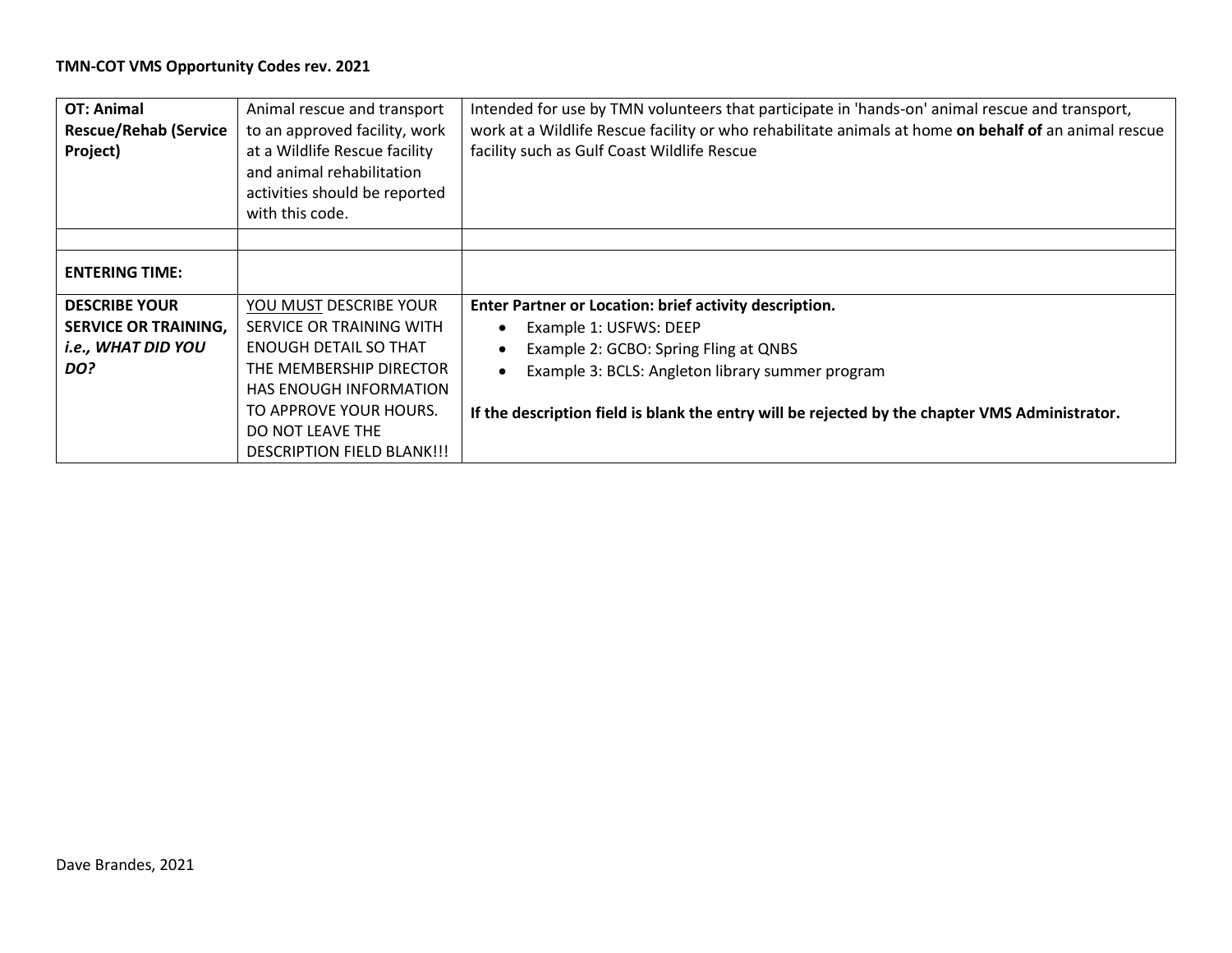**TMN-COT VMS Opportunity Codes rev. 2021**

| | | |
|---|---|---|
| **OT: Animal Rescue/Rehab (Service Project)** | Animal rescue and transport to an approved facility, work at a Wildlife Rescue facility and animal rehabilitation activities should be reported with this code. | Intended for use by TMN volunteers that participate in 'hands-on' animal rescue and transport, work at a Wildlife Rescue facility or who rehabilitate animals at home **on behalf of** an animal rescue facility such as Gulf Coast Wildlife Rescue |
| | | |
| **ENTERING TIME:** | | |
| **DESCRIBE YOUR SERVICE OR TRAINING, *i.e., WHAT DID YOU DO?*** | YOU MUST DESCRIBE YOUR SERVICE OR TRAINING WITH ENOUGH DETAIL SO THAT THE MEMBERSHIP DIRECTOR HAS ENOUGH INFORMATION TO APPROVE YOUR HOURS. DO NOT LEAVE THE DESCRIPTION FIELD BLANK!!! | **Enter Partner or Location: brief activity description.**<br>• Example 1: USFWS: DEEP<br>• Example 2: GCBO: Spring Fling at QNBS<br>• Example 3: BCLS: Angleton library summer program<br><br>**If the description field is blank the entry will be rejected by the chapter VMS Administrator.** |

Dave Brandes, 2021